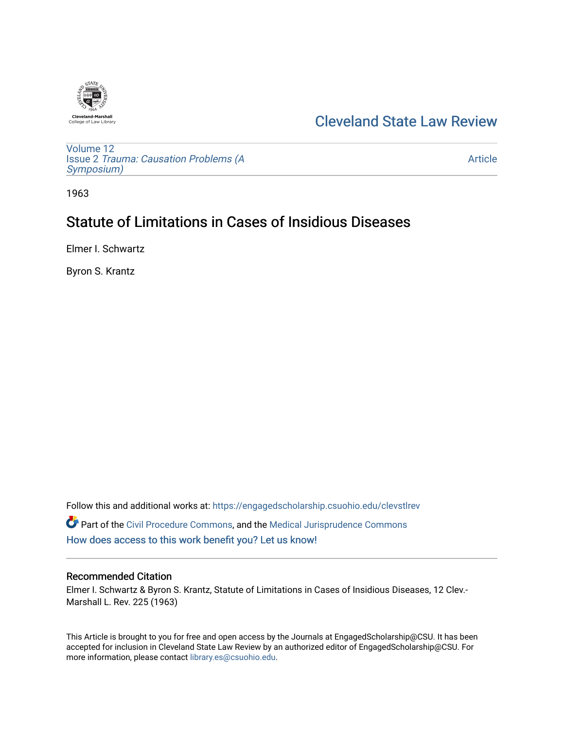Cleveland State Law Review

Volume 12
Issue 2 *Trauma: Causation Problems (A Symposium)*

Article

1963

# Statute of Limitations in Cases of Insidious Diseases

Elmer I. Schwartz

Byron S. Krantz

Follow this and additional works at: https://engagedscholarship.csuohio.edu/clevstlrev

Part of the Civil Procedure Commons, and the Medical Jurisprudence Commons

How does access to this work benefit you? Let us know!

## Recommended Citation

Elmer I. Schwartz & Byron S. Krantz, Statute of Limitations in Cases of Insidious Diseases, 12 Clev.-Marshall L. Rev. 225 (1963)

This Article is brought to you for free and open access by the Journals at EngagedScholarship@CSU. It has been accepted for inclusion in Cleveland State Law Review by an authorized editor of EngagedScholarship@CSU. For more information, please contact library.es@csuohio.edu.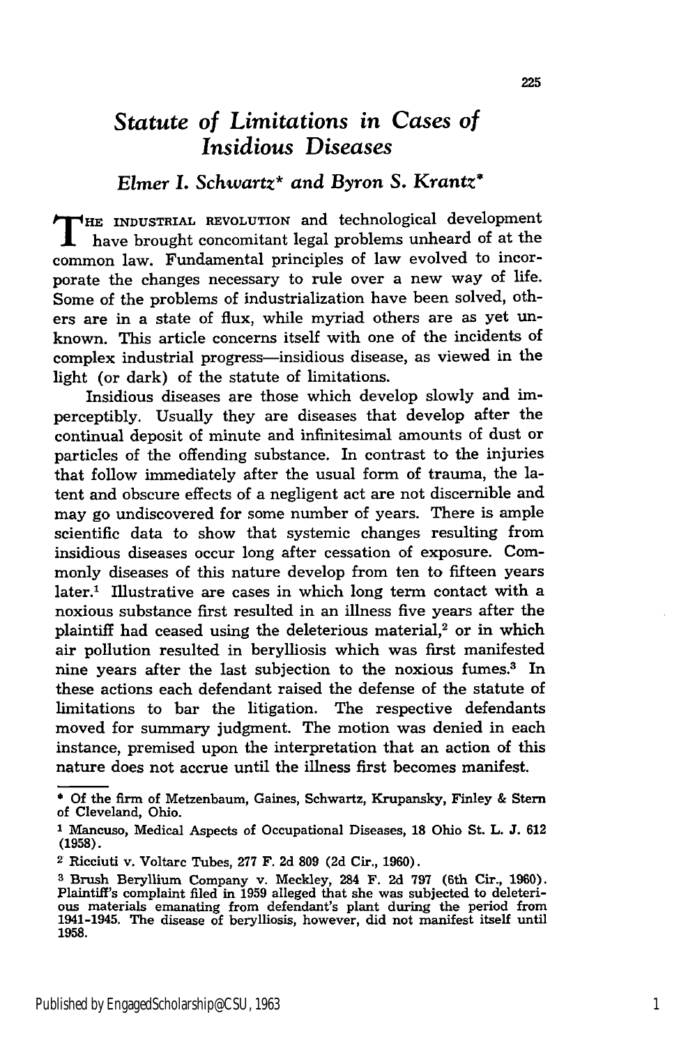# *Statute of Limitations in Cases of Insidious Diseases*

### *Elmer I. Schwartz\* and Byron S. Krantz\**

THE INDUSTRIAL REVOLUTION and technological development have brought concomitant legal problems unheard of at the common law. Fundamental principles of law evolved to incorporate the changes necessary to rule over a new way of life. Some of the problems of industrialization have been solved, others are in a state of flux, while myriad others are as yet unknown. This article concerns itself with one of the incidents of complex industrial progress—insidious disease, as viewed in the light (or dark) of the statute of limitations.

Insidious diseases are those which develop slowly and imperceptibly. Usually they are diseases that develop after the continual deposit of minute and infinitesimal amounts of dust or particles of the offending substance. In contrast to the injuries that follow immediately after the usual form of trauma, the latent and obscure effects of a negligent act are not discernible and may go undiscovered for some number of years. There is ample scientific data to show that systemic changes resulting from insidious diseases occur long after cessation of exposure. Commonly diseases of this nature develop from ten to fifteen years later.[1] Illustrative are cases in which long term contact with a noxious substance first resulted in an illness five years after the plaintiff had ceased using the deleterious material,[2] or in which air pollution resulted in berylliosis which was first manifested nine years after the last subjection to the noxious fumes.[3] In these actions each defendant raised the defense of the statute of limitations to bar the litigation. The respective defendants moved for summary judgment. The motion was denied in each instance, premised upon the interpretation that an action of this nature does not accrue until the illness first becomes manifest.

---

\* Of the firm of Metzenbaum, Gaines, Schwartz, Krupansky, Finley & Stern of Cleveland, Ohio.

[1] Mancuso, Medical Aspects of Occupational Diseases, 18 Ohio St. L. J. 612 (1958).

[2] Ricciuti v. Voltarc Tubes, 277 F. 2d 809 (2d Cir., 1960).

[3] Brush Beryllium Company v. Meckley, 284 F. 2d 797 (6th Cir., 1960). Plaintiff's complaint filed in 1959 alleged that she was subjected to deleterious materials emanating from defendant's plant during the period from 1941-1945. The disease of berylliosis, however, did not manifest itself until 1958.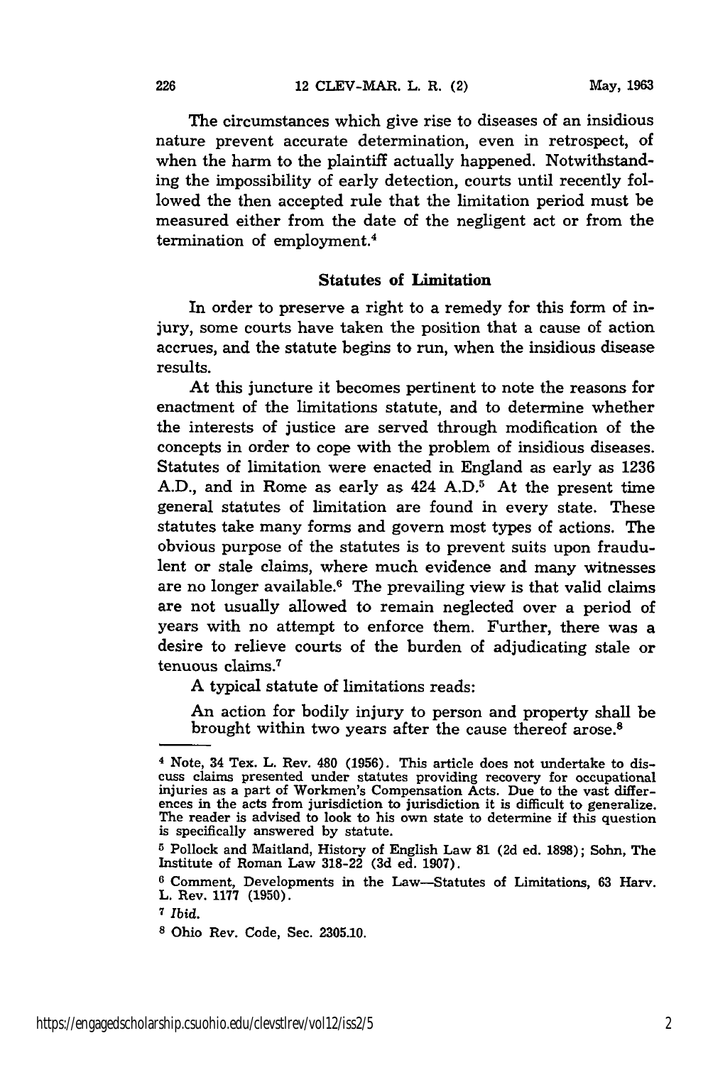The circumstances which give rise to diseases of an insidious nature prevent accurate determination, even in retrospect, of when the harm to the plaintiff actually happened. Notwithstanding the impossibility of early detection, courts until recently followed the then accepted rule that the limitation period must be measured either from the date of the negligent act or from the termination of employment.[4]

## Statutes of Limitation

In order to preserve a right to a remedy for this form of injury, some courts have taken the position that a cause of action accrues, and the statute begins to run, when the insidious disease results.

At this juncture it becomes pertinent to note the reasons for enactment of the limitations statute, and to determine whether the interests of justice are served through modification of the concepts in order to cope with the problem of insidious diseases. Statutes of limitation were enacted in England as early as 1236 A.D., and in Rome as early as 424 A.D.[5] At the present time general statutes of limitation are found in every state. These statutes take many forms and govern most types of actions. The obvious purpose of the statutes is to prevent suits upon fraudulent or stale claims, where much evidence and many witnesses are no longer available.[6] The prevailing view is that valid claims are not usually allowed to remain neglected over a period of years with no attempt to enforce them. Further, there was a desire to relieve courts of the burden of adjudicating stale or tenuous claims.[7]

A typical statute of limitations reads:

> An action for bodily injury to person and property shall be brought within two years after the cause thereof arose.[8]

---

[4] Note, 34 Tex. L. Rev. 480 (1956). This article does not undertake to discuss claims presented under statutes providing recovery for occupational injuries as a part of Workmen's Compensation Acts. Due to the vast differences in the acts from jurisdiction to jurisdiction it is difficult to generalize. The reader is advised to look to his own state to determine if this question is specifically answered by statute.

[5] Pollock and Maitland, History of English Law 81 (2d ed. 1898); Sohn, The Institute of Roman Law 318-22 (3d ed. 1907).

[6] Comment, Developments in the Law—Statutes of Limitations, 63 Harv. L. Rev. 1177 (1950).

[7] *Ibid.*

[8] Ohio Rev. Code, Sec. 2305.10.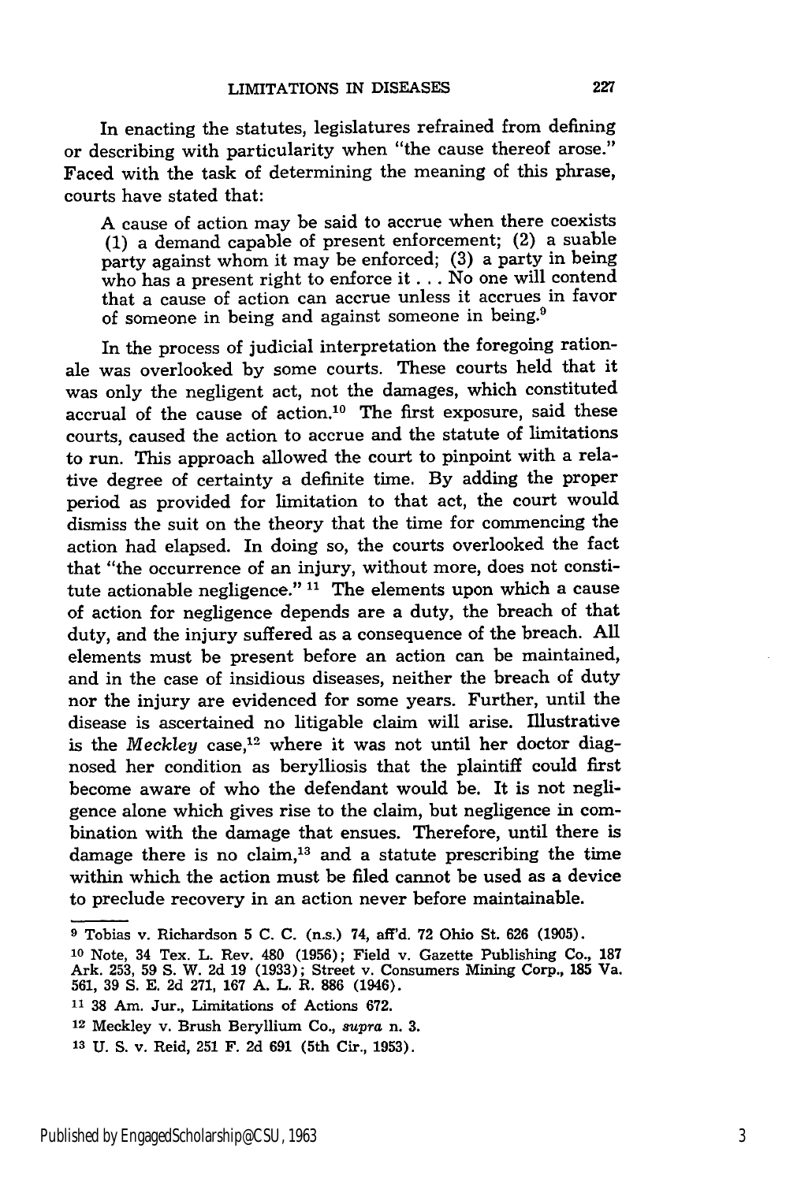In enacting the statutes, legislatures refrained from defining or describing with particularity when "the cause thereof arose." Faced with the task of determining the meaning of this phrase, courts have stated that:

> A cause of action may be said to accrue when there coexists (1) a demand capable of present enforcement; (2) a suable party against whom it may be enforced; (3) a party in being who has a present right to enforce it . . . No one will contend that a cause of action can accrue unless it accrues in favor of someone in being and against someone in being.[9]

In the process of judicial interpretation the foregoing rationale was overlooked by some courts. These courts held that it was only the negligent act, not the damages, which constituted accrual of the cause of action.[10] The first exposure, said these courts, caused the action to accrue and the statute of limitations to run. This approach allowed the court to pinpoint with a relative degree of certainty a definite time. By adding the proper period as provided for limitation to that act, the court would dismiss the suit on the theory that the time for commencing the action had elapsed. In doing so, the courts overlooked the fact that "the occurrence of an injury, without more, does not constitute actionable negligence."[11] The elements upon which a cause of action for negligence depends are a duty, the breach of that duty, and the injury suffered as a consequence of the breach. All elements must be present before an action can be maintained, and in the case of insidious diseases, neither the breach of duty nor the injury are evidenced for some years. Further, until the disease is ascertained no litigable claim will arise. Illustrative is the *Meckley* case,[12] where it was not until her doctor diagnosed her condition as berylliosis that the plaintiff could first become aware of who the defendant would be. It is not negligence alone which gives rise to the claim, but negligence in combination with the damage that ensues. Therefore, until there is damage there is no claim,[13] and a statute prescribing the time within which the action must be filed cannot be used as a device to preclude recovery in an action never before maintainable.

---

[9] Tobias v. Richardson 5 C. C. (n.s.) 74, aff'd. 72 Ohio St. 626 (1905).

[10] Note, 34 Tex. L. Rev. 480 (1956); Field v. Gazette Publishing Co., 187 Ark. 253, 59 S. W. 2d 19 (1933); Street v. Consumers Mining Corp., 185 Va. 561, 39 S. E. 2d 271, 167 A. L. R. 886 (1946).

[11] 38 Am. Jur., Limitations of Actions 672.

[12] Meckley v. Brush Beryllium Co., *supra* n. 3.

[13] U. S. v. Reid, 251 F. 2d 691 (5th Cir., 1953).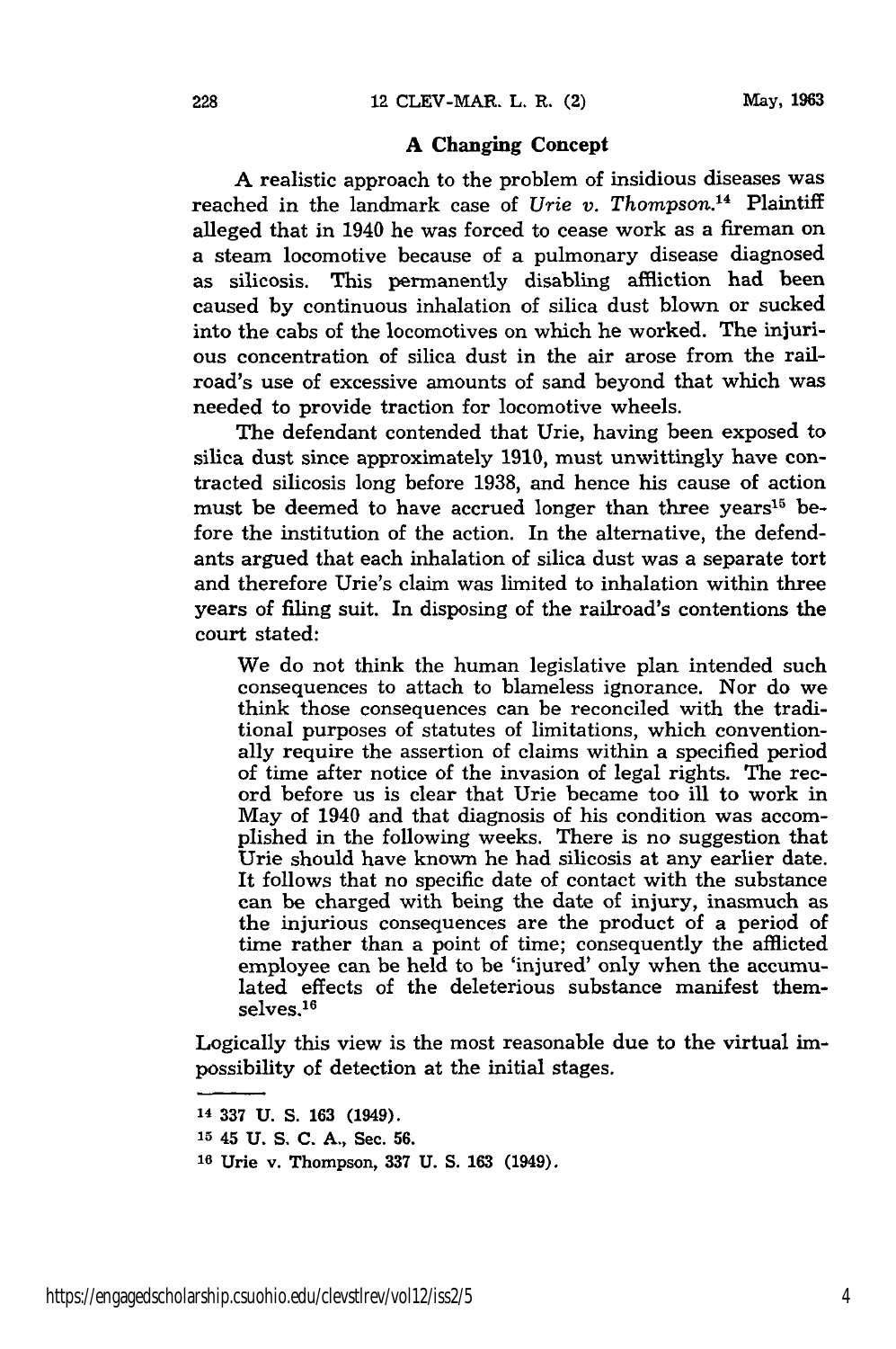### A Changing Concept

A realistic approach to the problem of insidious diseases was reached in the landmark case of *Urie v. Thompson.*[14] Plaintiff alleged that in 1940 he was forced to cease work as a fireman on a steam locomotive because of a pulmonary disease diagnosed as silicosis. This permanently disabling affliction had been caused by continuous inhalation of silica dust blown or sucked into the cabs of the locomotives on which he worked. The injurious concentration of silica dust in the air arose from the railroad's use of excessive amounts of sand beyond that which was needed to provide traction for locomotive wheels.

The defendant contended that Urie, having been exposed to silica dust since approximately 1910, must unwittingly have contracted silicosis long before 1938, and hence his cause of action must be deemed to have accrued longer than three years[15] before the institution of the action. In the alternative, the defendants argued that each inhalation of silica dust was a separate tort and therefore Urie's claim was limited to inhalation within three years of filing suit. In disposing of the railroad's contentions the court stated:

> We do not think the human legislative plan intended such consequences to attach to blameless ignorance. Nor do we think those consequences can be reconciled with the traditional purposes of statutes of limitations, which conventionally require the assertion of claims within a specified period of time after notice of the invasion of legal rights. The record before us is clear that Urie became too ill to work in May of 1940 and that diagnosis of his condition was accomplished in the following weeks. There is no suggestion that Urie should have known he had silicosis at any earlier date. It follows that no specific date of contact with the substance can be charged with being the date of injury, inasmuch as the injurious consequences are the product of a period of time rather than a point of time; consequently the afflicted employee can be held to be 'injured' only when the accumulated effects of the deleterious substance manifest themselves.[16]

Logically this view is the most reasonable due to the virtual impossibility of detection at the initial stages.

---

[14] 337 U. S. 163 (1949).

[15] 45 U. S. C. A., Sec. 56.

[16] Urie v. Thompson, 337 U. S. 163 (1949).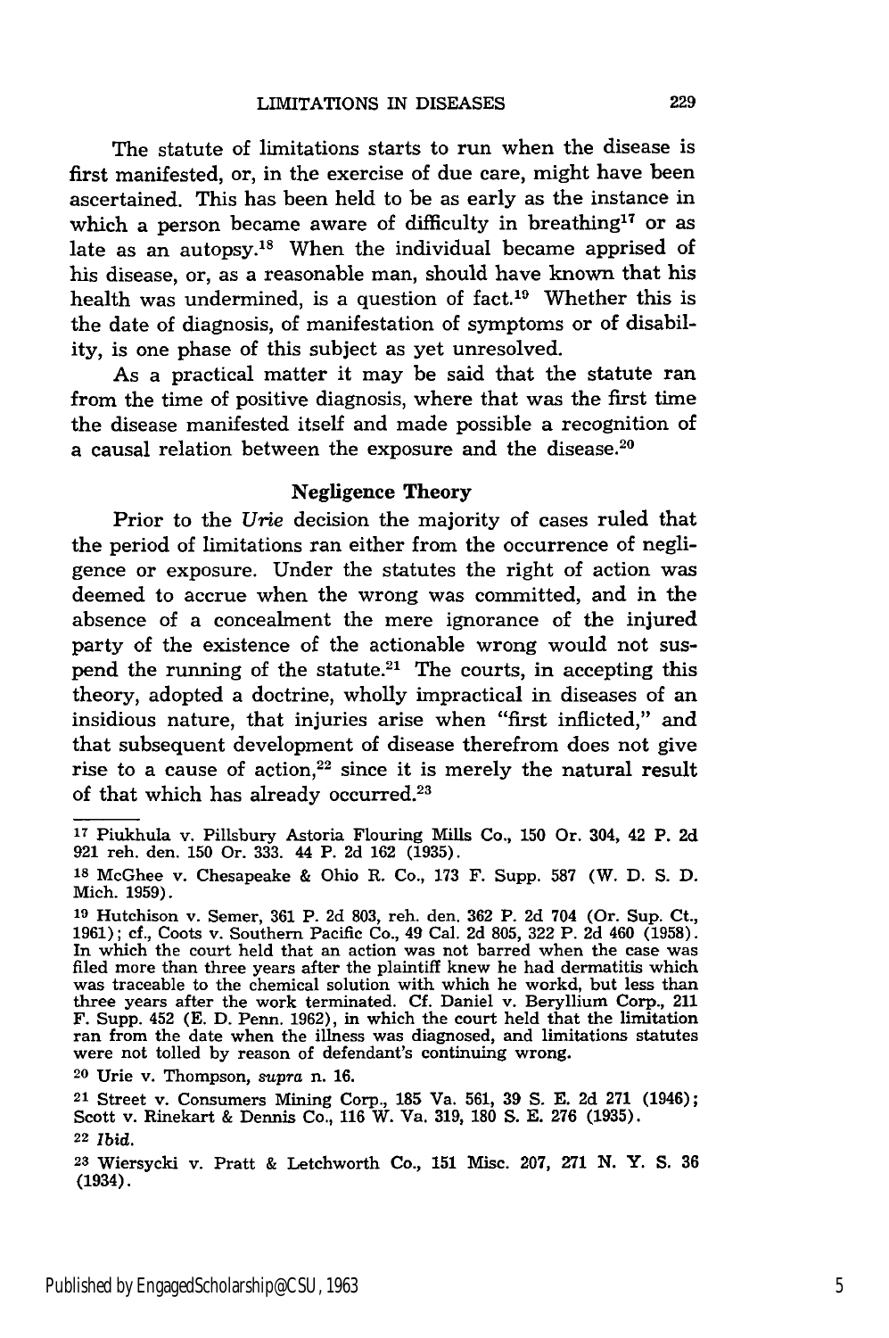The statute of limitations starts to run when the disease is first manifested, or, in the exercise of due care, might have been ascertained. This has been held to be as early as the instance in which a person became aware of difficulty in breathing[17] or as late as an autopsy.[18] When the individual became apprised of his disease, or, as a reasonable man, should have known that his health was undermined, is a question of fact.[19] Whether this is the date of diagnosis, of manifestation of symptoms or of disability, is one phase of this subject as yet unresolved.

As a practical matter it may be said that the statute ran from the time of positive diagnosis, where that was the first time the disease manifested itself and made possible a recognition of a causal relation between the exposure and the disease.[20]

## Negligence Theory

Prior to the *Urie* decision the majority of cases ruled that the period of limitations ran either from the occurrence of negligence or exposure. Under the statutes the right of action was deemed to accrue when the wrong was committed, and in the absence of a concealment the mere ignorance of the injured party of the existence of the actionable wrong would not suspend the running of the statute.[21] The courts, in accepting this theory, adopted a doctrine, wholly impractical in diseases of an insidious nature, that injuries arise when "first inflicted," and that subsequent development of disease therefrom does not give rise to a cause of action,[22] since it is merely the natural result of that which has already occurred.[23]

---

[17] Piukhula v. Pillsbury Astoria Flouring Mills Co., 150 Or. 304, 42 P. 2d 921 reh. den. 150 Or. 333. 44 P. 2d 162 (1935).

[18] McGhee v. Chesapeake & Ohio R. Co., 173 F. Supp. 587 (W. D. S. D. Mich. 1959).

[19] Hutchison v. Semer, 361 P. 2d 803, reh. den. 362 P. 2d 704 (Or. Sup. Ct., 1961); cf., Coots v. Southern Pacific Co., 49 Cal. 2d 805, 322 P. 2d 460 (1958). In which the court held that an action was not barred when the case was filed more than three years after the plaintiff knew he had dermatitis which was traceable to the chemical solution with which he workd, but less than three years after the work terminated. Cf. Daniel v. Beryllium Corp., 211 F. Supp. 452 (E. D. Penn. 1962), in which the court held that the limitation ran from the date when the illness was diagnosed, and limitations statutes were not tolled by reason of defendant's continuing wrong.

[20] Urie v. Thompson, *supra* n. 16.

[21] Street v. Consumers Mining Corp., 185 Va. 561, 39 S. E. 2d 271 (1946); Scott v. Rinekart & Dennis Co., 116 W. Va. 319, 180 S. E. 276 (1935).

[22] *Ibid.*

[23] Wiersycki v. Pratt & Letchworth Co., 151 Misc. 207, 271 N. Y. S. 36 (1934).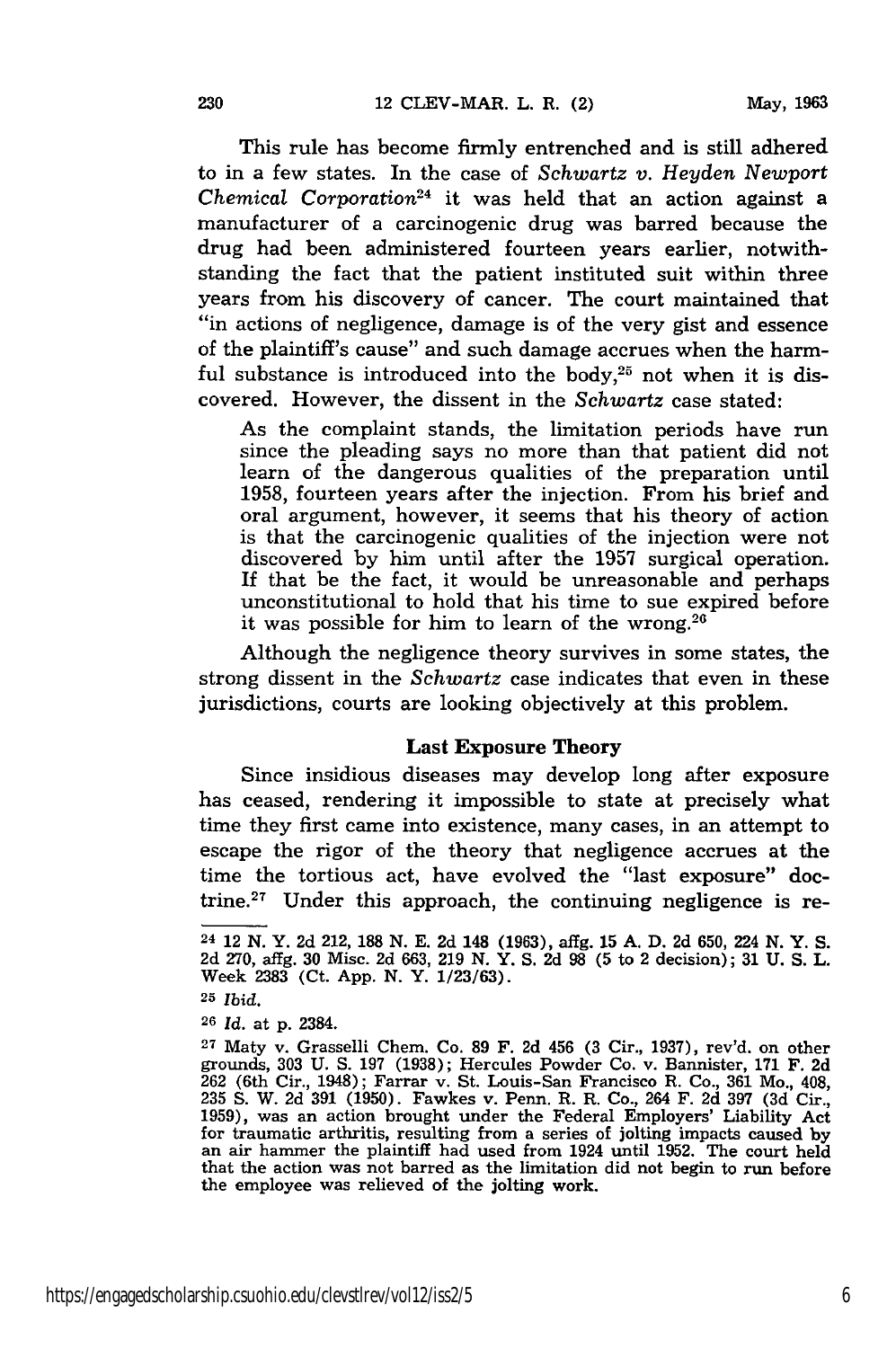This rule has become firmly entrenched and is still adhered to in a few states. In the case of *Schwartz v. Heyden Newport Chemical Corporation*[24] it was held that an action against a manufacturer of a carcinogenic drug was barred because the drug had been administered fourteen years earlier, notwithstanding the fact that the patient instituted suit within three years from his discovery of cancer. The court maintained that "in actions of negligence, damage is of the very gist and essence of the plaintiff's cause" and such damage accrues when the harmful substance is introduced into the body,[25] not when it is discovered. However, the dissent in the *Schwartz* case stated:

> As the complaint stands, the limitation periods have run since the pleading says no more than that patient did not learn of the dangerous qualities of the preparation until 1958, fourteen years after the injection. From his brief and oral argument, however, it seems that his theory of action is that the carcinogenic qualities of the injection were not discovered by him until after the 1957 surgical operation. If that be the fact, it would be unreasonable and perhaps unconstitutional to hold that his time to sue expired before it was possible for him to learn of the wrong.[26]

Although the negligence theory survives in some states, the strong dissent in the *Schwartz* case indicates that even in these jurisdictions, courts are looking objectively at this problem.

### Last Exposure Theory

Since insidious diseases may develop long after exposure has ceased, rendering it impossible to state at precisely what time they first came into existence, many cases, in an attempt to escape the rigor of the theory that negligence accrues at the time the tortious act, have evolved the "last exposure" doctrine.[27] Under this approach, the continuing negligence is re-

---

[24] 12 N. Y. 2d 212, 188 N. E. 2d 148 (1963), affg. 15 A. D. 2d 650, 224 N. Y. S. 2d 270, affg. 30 Misc. 2d 663, 219 N. Y. S. 2d 98 (5 to 2 decision); 31 U. S. L. Week 2383 (Ct. App. N. Y. 1/23/63).

[25] *Ibid.*

[26] *Id.* at p. 2384.

[27] Maty v. Grasselli Chem. Co. 89 F. 2d 456 (3 Cir., 1937), rev'd. on other grounds, 303 U. S. 197 (1938); Hercules Powder Co. v. Bannister, 171 F. 2d 262 (6th Cir., 1948); Farrar v. St. Louis-San Francisco R. Co., 361 Mo., 408, 235 S. W. 2d 391 (1950). Fawkes v. Penn. R. R. Co., 264 F. 2d 397 (3d Cir., 1959), was an action brought under the Federal Employers' Liability Act for traumatic arthritis, resulting from a series of jolting impacts caused by an air hammer the plaintiff had used from 1924 until 1952. The court held that the action was not barred as the limitation did not begin to run before the employee was relieved of the jolting work.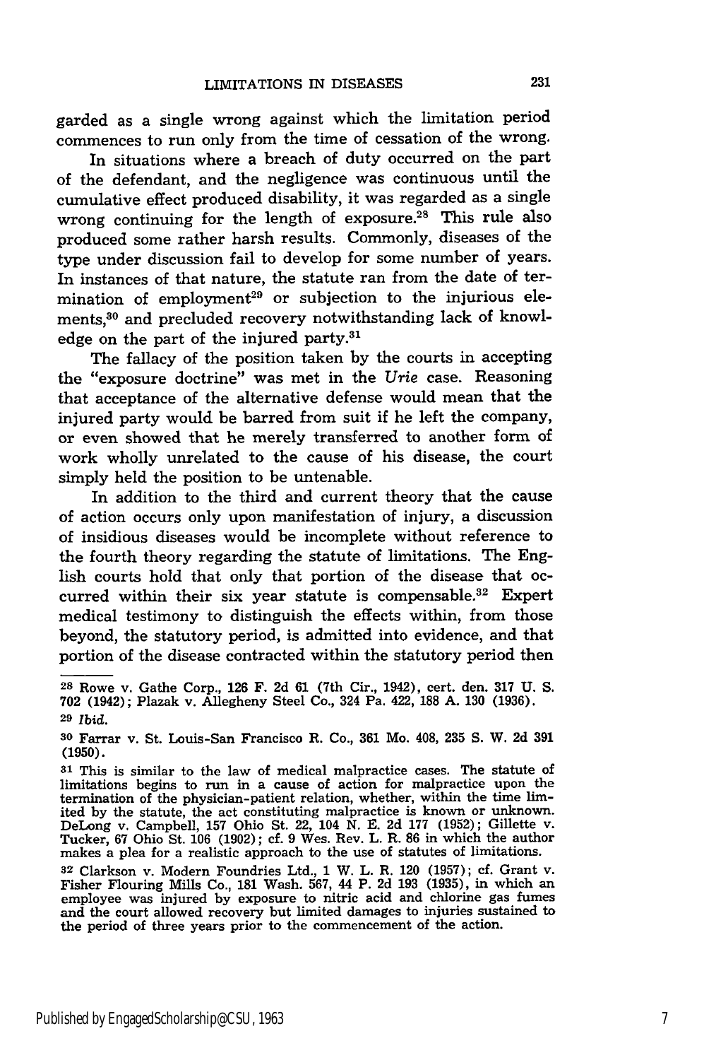garded as a single wrong against which the limitation period commences to run only from the time of cessation of the wrong.

In situations where a breach of duty occurred on the part of the defendant, and the negligence was continuous until the cumulative effect produced disability, it was regarded as a single wrong continuing for the length of exposure.[28] This rule also produced some rather harsh results. Commonly, diseases of the type under discussion fail to develop for some number of years. In instances of that nature, the statute ran from the date of termination of employment[29] or subjection to the injurious elements,[30] and precluded recovery notwithstanding lack of knowledge on the part of the injured party.[31]

The fallacy of the position taken by the courts in accepting the "exposure doctrine" was met in the *Urie* case. Reasoning that acceptance of the alternative defense would mean that the injured party would be barred from suit if he left the company, or even showed that he merely transferred to another form of work wholly unrelated to the cause of his disease, the court simply held the position to be untenable.

In addition to the third and current theory that the cause of action occurs only upon manifestation of injury, a discussion of insidious diseases would be incomplete without reference to the fourth theory regarding the statute of limitations. The English courts hold that only that portion of the disease that occurred within their six year statute is compensable.[32] Expert medical testimony to distinguish the effects within, from those beyond, the statutory period, is admitted into evidence, and that portion of the disease contracted within the statutory period then

---

[28] Rowe v. Gathe Corp., 126 F. 2d 61 (7th Cir., 1942), cert. den. 317 U. S. 702 (1942); Plazak v. Allegheny Steel Co., 324 Pa. 422, 188 A. 130 (1936).

[29] *Ibid.*

[30] Farrar v. St. Louis-San Francisco R. Co., 361 Mo. 408, 235 S. W. 2d 391 (1950).

[31] This is similar to the law of medical malpractice cases. The statute of limitations begins to run in a cause of action for malpractice upon the termination of the physician-patient relation, whether, within the time limited by the statute, the act constituting malpractice is known or unknown. DeLong v. Campbell, 157 Ohio St. 22, 104 N. E. 2d 177 (1952); Gillette v. Tucker, 67 Ohio St. 106 (1902); cf. 9 Wes. Rev. L. R. 86 in which the author makes a plea for a realistic approach to the use of statutes of limitations.

[32] Clarkson v. Modern Foundries Ltd., 1 W. L. R. 120 (1957); cf. Grant v. Fisher Flouring Mills Co., 181 Wash. 567, 44 P. 2d 193 (1935), in which an employee was injured by exposure to nitric acid and chlorine gas fumes and the court allowed recovery but limited damages to injuries sustained to the period of three years prior to the commencement of the action.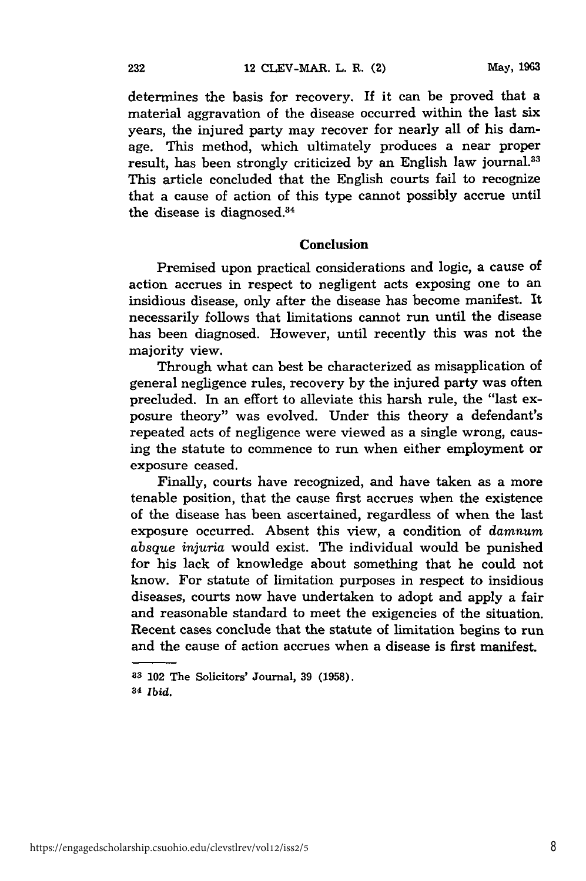determines the basis for recovery. If it can be proved that a material aggravation of the disease occurred within the last six years, the injured party may recover for nearly all of his damage. This method, which ultimately produces a near proper result, has been strongly criticized by an English law journal.[33] This article concluded that the English courts fail to recognize that a cause of action of this type cannot possibly accrue until the disease is diagnosed.[34]

## Conclusion

Premised upon practical considerations and logic, a cause of action accrues in respect to negligent acts exposing one to an insidious disease, only after the disease has become manifest. It necessarily follows that limitations cannot run until the disease has been diagnosed. However, until recently this was not the majority view.

Through what can best be characterized as misapplication of general negligence rules, recovery by the injured party was often precluded. In an effort to alleviate this harsh rule, the "last exposure theory" was evolved. Under this theory a defendant's repeated acts of negligence were viewed as a single wrong, causing the statute to commence to run when either employment or exposure ceased.

Finally, courts have recognized, and have taken as a more tenable position, that the cause first accrues when the existence of the disease has been ascertained, regardless of when the last exposure occurred. Absent this view, a condition of *damnum absque injuria* would exist. The individual would be punished for his lack of knowledge about something that he could not know. For statute of limitation purposes in respect to insidious diseases, courts now have undertaken to adopt and apply a fair and reasonable standard to meet the exigencies of the situation. Recent cases conclude that the statute of limitation begins to run and the cause of action accrues when a disease is first manifest.

---

[33] 102 The Solicitors' Journal, 39 (1958).

[34] *Ibid.*